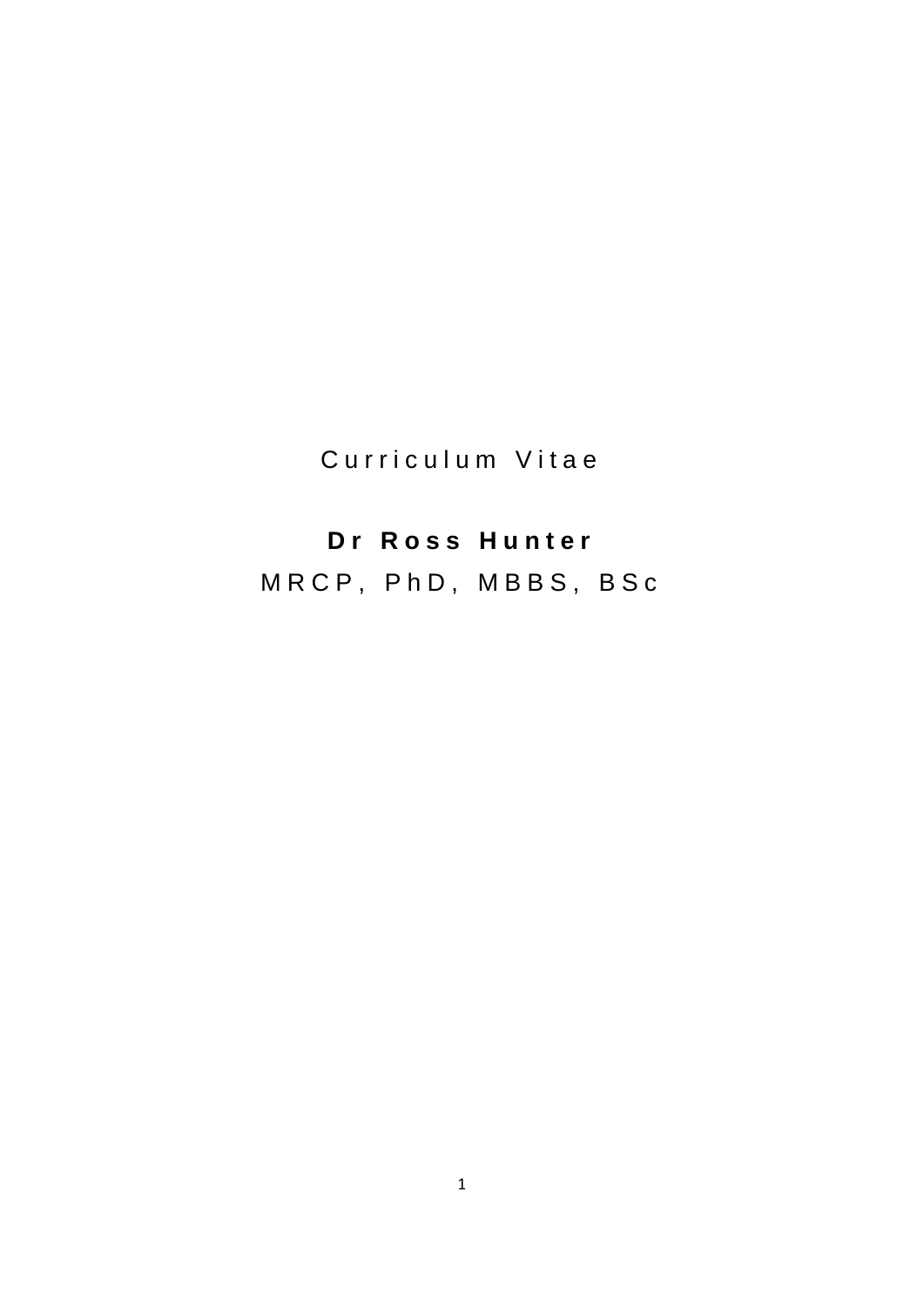Curriculum Vitae

**Dr Ross Hunter**

MRCP, PhD, MBBS, BSc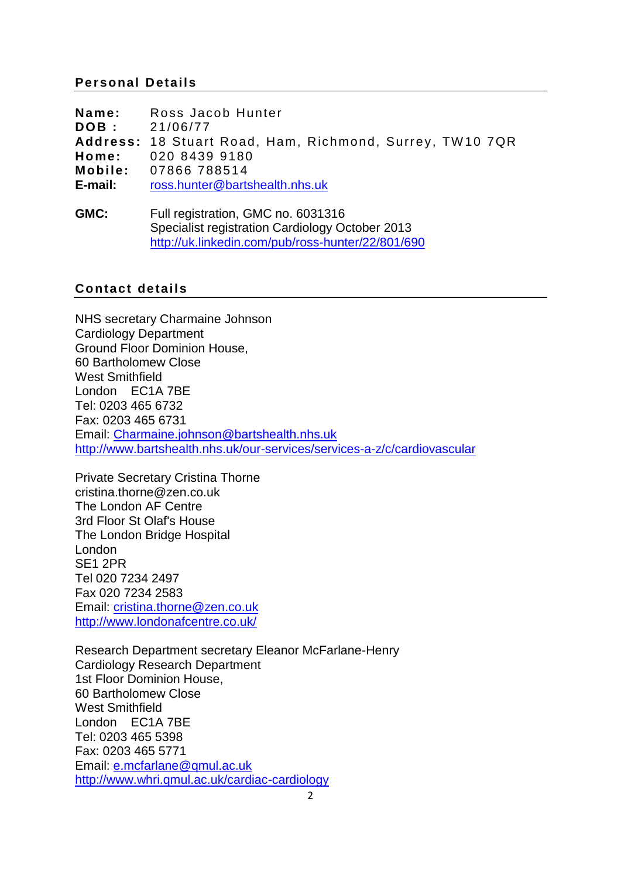## Personal Details

**Name:** Ross Jacob Hunter
**DOB :** 21/06/77
**Address:** 18 Stuart Road, Ham, Richmond, Surrey, TW10 7QR
**Home:** 020 8439 9180
**Mobile:** 07866 788514
**E-mail:** ross.hunter@bartshealth.nhs.uk

**GMC:** Full registration, GMC no. 6031316
Specialist registration Cardiology October 2013
http://uk.linkedin.com/pub/ross-hunter/22/801/690

## Contact details

NHS secretary Charmaine Johnson
Cardiology Department
Ground Floor Dominion House,
60 Bartholomew Close
West Smithfield
London EC1A 7BE
Tel: 0203 465 6732
Fax: 0203 465 6731
Email: Charmaine.johnson@bartshealth.nhs.uk
http://www.bartshealth.nhs.uk/our-services/services-a-z/c/cardiovascular

Private Secretary Cristina Thorne
cristina.thorne@zen.co.uk
The London AF Centre
3rd Floor St Olaf's House
The London Bridge Hospital
London
SE1 2PR
Tel 020 7234 2497
Fax 020 7234 2583
Email: cristina.thorne@zen.co.uk
http://www.londonafcentre.co.uk/

Research Department secretary Eleanor McFarlane-Henry
Cardiology Research Department
1st Floor Dominion House,
60 Bartholomew Close
West Smithfield
London EC1A 7BE
Tel: 0203 465 5398
Fax: 0203 465 5771
Email: e.mcfarlane@qmul.ac.uk
http://www.whri.qmul.ac.uk/cardiac-cardiology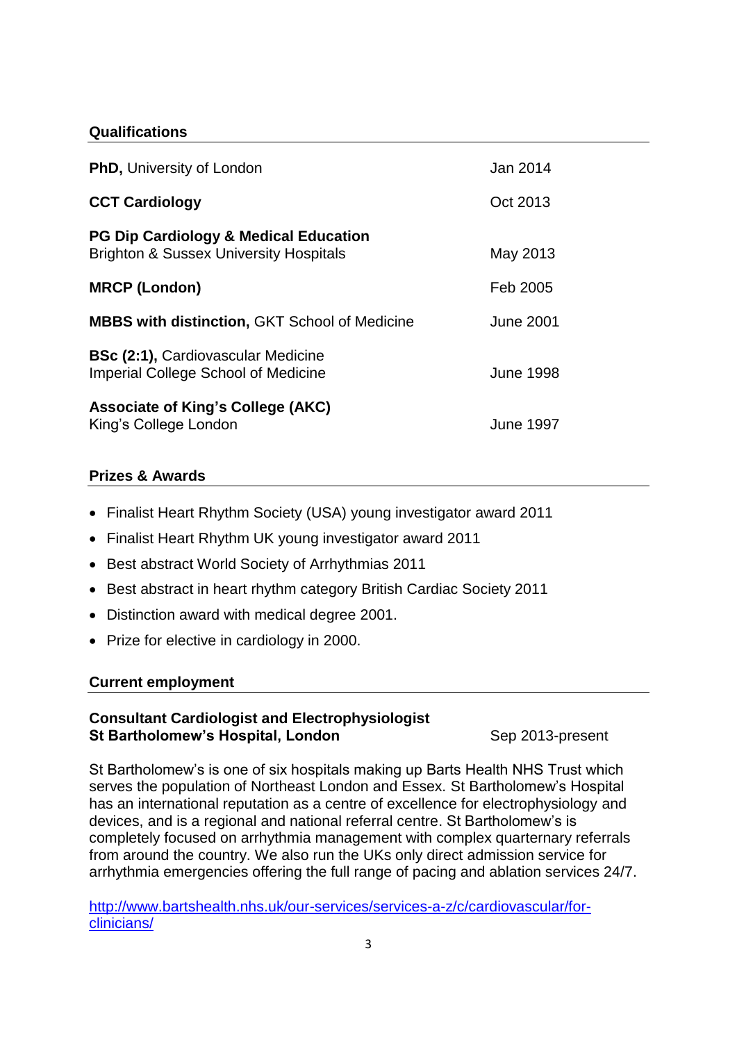## Qualifications

| | |
|---|---|
| **PhD,** University of London | Jan 2014 |
| **CCT Cardiology** | Oct 2013 |
| **PG Dip Cardiology & Medical Education**<br>Brighton & Sussex University Hospitals | May 2013 |
| **MRCP (London)** | Feb 2005 |
| **MBBS with distinction,** GKT School of Medicine | June 2001 |
| **BSc (2:1),** Cardiovascular Medicine<br>Imperial College School of Medicine | June 1998 |
| **Associate of King's College (AKC)**<br>King's College London | June 1997 |

## Prizes & Awards

- Finalist Heart Rhythm Society (USA) young investigator award 2011
- Finalist Heart Rhythm UK young investigator award 2011
- Best abstract World Society of Arrhythmias 2011
- Best abstract in heart rhythm category British Cardiac Society 2011
- Distinction award with medical degree 2001.
- Prize for elective in cardiology in 2000.

## Current employment

**Consultant Cardiologist and Electrophysiologist**
**St Bartholomew's Hospital, London** — Sep 2013-present

St Bartholomew's is one of six hospitals making up Barts Health NHS Trust which serves the population of Northeast London and Essex. St Bartholomew's Hospital has an international reputation as a centre of excellence for electrophysiology and devices, and is a regional and national referral centre. St Bartholomew's is completely focused on arrhythmia management with complex quarternary referrals from around the country. We also run the UKs only direct admission service for arrhythmia emergencies offering the full range of pacing and ablation services 24/7.

http://www.bartshealth.nhs.uk/our-services/services-a-z/c/cardiovascular/for-clinicians/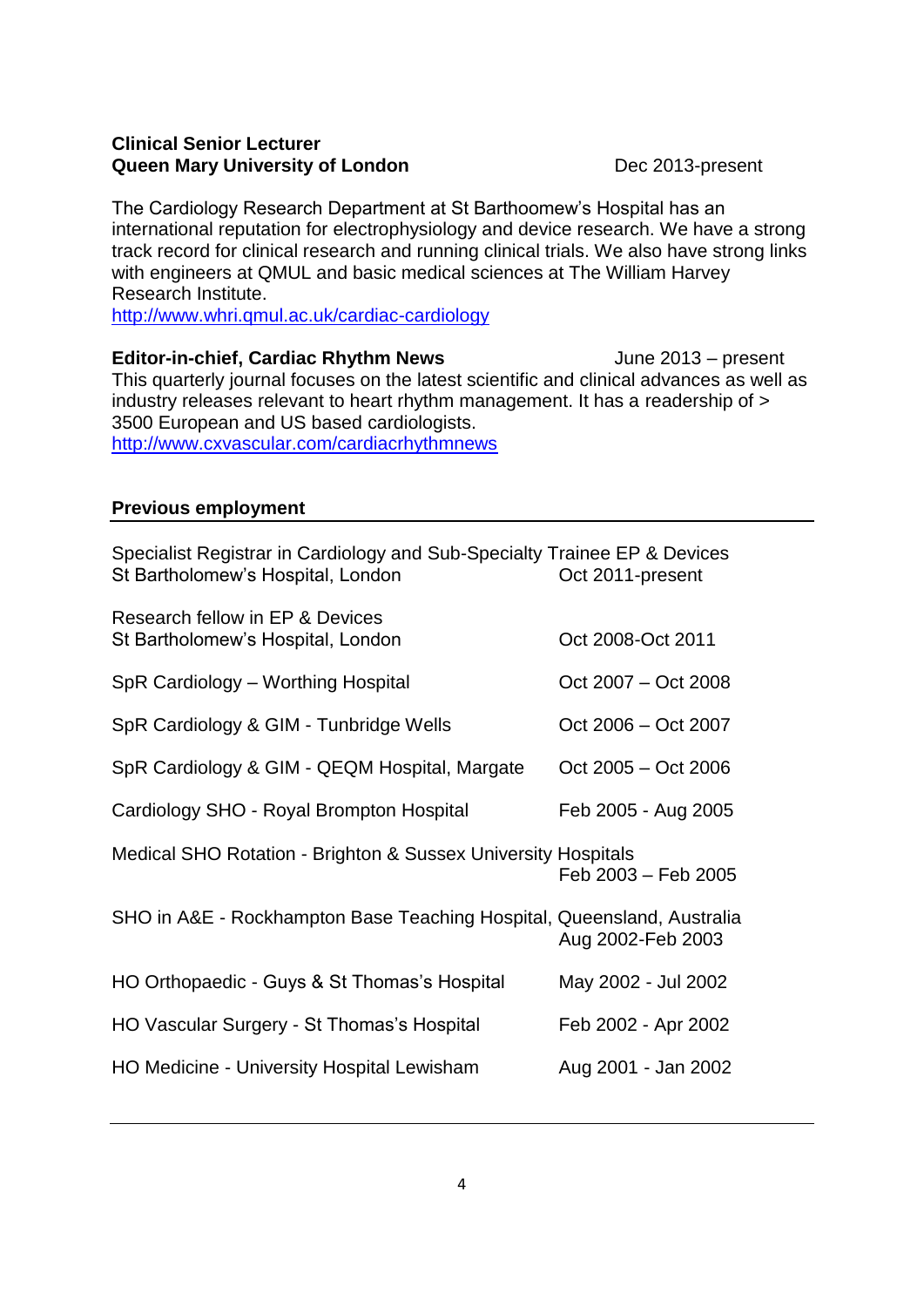**Clinical Senior Lecturer**
**Queen Mary University of London** Dec 2013-present

The Cardiology Research Department at St Barthoomew's Hospital has an international reputation for electrophysiology and device research. We have a strong track record for clinical research and running clinical trials. We also have strong links with engineers at QMUL and basic medical sciences at The William Harvey Research Institute.
http://www.whri.qmul.ac.uk/cardiac-cardiology

**Editor-in-chief, Cardiac Rhythm News** June 2013 – present
This quarterly journal focuses on the latest scientific and clinical advances as well as industry releases relevant to heart rhythm management. It has a readership of > 3500 European and US based cardiologists.
http://www.cxvascular.com/cardiacrhythmnews

## Previous employment

Specialist Registrar in Cardiology and Sub-Specialty Trainee EP & Devices
St Bartholomew's Hospital, London Oct 2011-present

Research fellow in EP & Devices
St Bartholomew's Hospital, London Oct 2008-Oct 2011

SpR Cardiology – Worthing Hospital Oct 2007 – Oct 2008

SpR Cardiology & GIM - Tunbridge Wells Oct 2006 – Oct 2007

SpR Cardiology & GIM - QEQM Hospital, Margate Oct 2005 – Oct 2006

Cardiology SHO - Royal Brompton Hospital Feb 2005 - Aug 2005

Medical SHO Rotation - Brighton & Sussex University Hospitals
Feb 2003 – Feb 2005

SHO in A&E - Rockhampton Base Teaching Hospital, Queensland, Australia
Aug 2002-Feb 2003

HO Orthopaedic - Guys & St Thomas's Hospital May 2002 - Jul 2002

HO Vascular Surgery - St Thomas's Hospital Feb 2002 - Apr 2002

HO Medicine - University Hospital Lewisham Aug 2001 - Jan 2002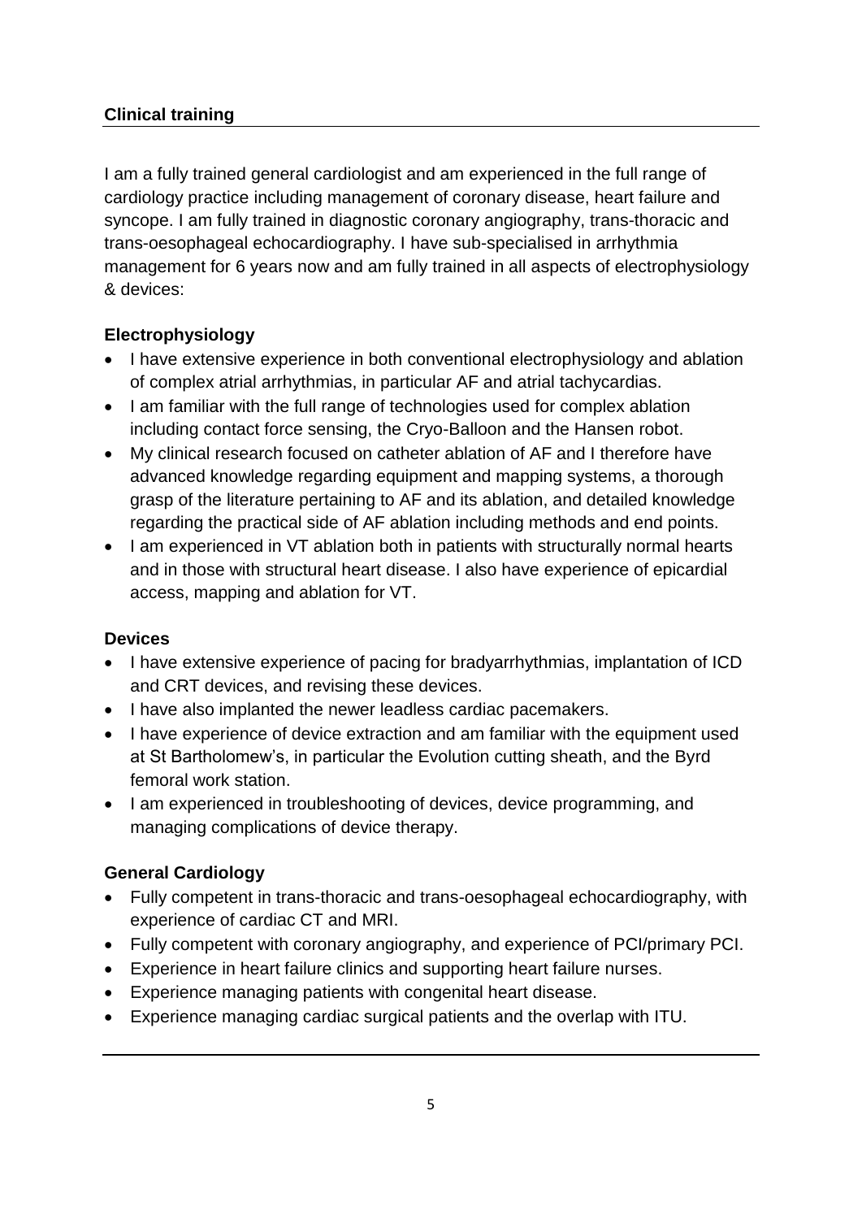## Clinical training

I am a fully trained general cardiologist and am experienced in the full range of cardiology practice including management of coronary disease, heart failure and syncope. I am fully trained in diagnostic coronary angiography, trans-thoracic and trans-oesophageal echocardiography. I have sub-specialised in arrhythmia management for 6 years now and am fully trained in all aspects of electrophysiology & devices:

### Electrophysiology

- I have extensive experience in both conventional electrophysiology and ablation of complex atrial arrhythmias, in particular AF and atrial tachycardias.
- I am familiar with the full range of technologies used for complex ablation including contact force sensing, the Cryo-Balloon and the Hansen robot.
- My clinical research focused on catheter ablation of AF and I therefore have advanced knowledge regarding equipment and mapping systems, a thorough grasp of the literature pertaining to AF and its ablation, and detailed knowledge regarding the practical side of AF ablation including methods and end points.
- I am experienced in VT ablation both in patients with structurally normal hearts and in those with structural heart disease. I also have experience of epicardial access, mapping and ablation for VT.

### Devices

- I have extensive experience of pacing for bradyarrhythmias, implantation of ICD and CRT devices, and revising these devices.
- I have also implanted the newer leadless cardiac pacemakers.
- I have experience of device extraction and am familiar with the equipment used at St Bartholomew's, in particular the Evolution cutting sheath, and the Byrd femoral work station.
- I am experienced in troubleshooting of devices, device programming, and managing complications of device therapy.

### General Cardiology

- Fully competent in trans-thoracic and trans-oesophageal echocardiography, with experience of cardiac CT and MRI.
- Fully competent with coronary angiography, and experience of PCI/primary PCI.
- Experience in heart failure clinics and supporting heart failure nurses.
- Experience managing patients with congenital heart disease.
- Experience managing cardiac surgical patients and the overlap with ITU.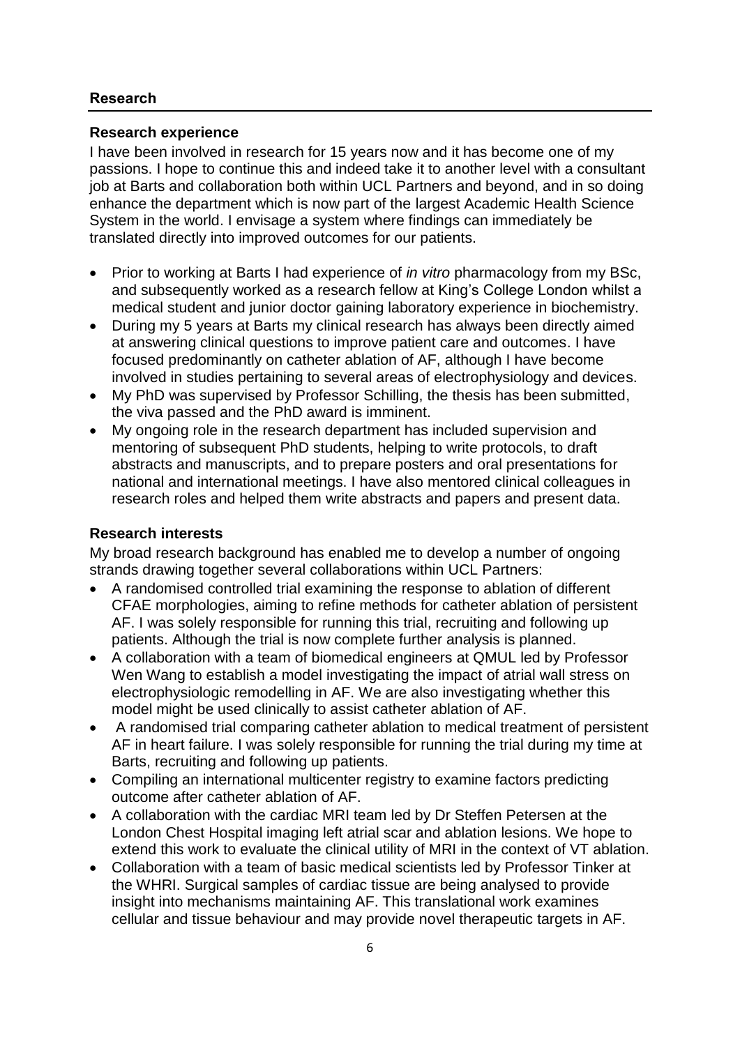## Research

### Research experience

I have been involved in research for 15 years now and it has become one of my passions. I hope to continue this and indeed take it to another level with a consultant job at Barts and collaboration both within UCL Partners and beyond, and in so doing enhance the department which is now part of the largest Academic Health Science System in the world. I envisage a system where findings can immediately be translated directly into improved outcomes for our patients.

- Prior to working at Barts I had experience of *in vitro* pharmacology from my BSc, and subsequently worked as a research fellow at King's College London whilst a medical student and junior doctor gaining laboratory experience in biochemistry.
- During my 5 years at Barts my clinical research has always been directly aimed at answering clinical questions to improve patient care and outcomes. I have focused predominantly on catheter ablation of AF, although I have become involved in studies pertaining to several areas of electrophysiology and devices.
- My PhD was supervised by Professor Schilling, the thesis has been submitted, the viva passed and the PhD award is imminent.
- My ongoing role in the research department has included supervision and mentoring of subsequent PhD students, helping to write protocols, to draft abstracts and manuscripts, and to prepare posters and oral presentations for national and international meetings. I have also mentored clinical colleagues in research roles and helped them write abstracts and papers and present data.

### Research interests

My broad research background has enabled me to develop a number of ongoing strands drawing together several collaborations within UCL Partners:

- A randomised controlled trial examining the response to ablation of different CFAE morphologies, aiming to refine methods for catheter ablation of persistent AF. I was solely responsible for running this trial, recruiting and following up patients. Although the trial is now complete further analysis is planned.
- A collaboration with a team of biomedical engineers at QMUL led by Professor Wen Wang to establish a model investigating the impact of atrial wall stress on electrophysiologic remodelling in AF. We are also investigating whether this model might be used clinically to assist catheter ablation of AF.
- A randomised trial comparing catheter ablation to medical treatment of persistent AF in heart failure. I was solely responsible for running the trial during my time at Barts, recruiting and following up patients.
- Compiling an international multicenter registry to examine factors predicting outcome after catheter ablation of AF.
- A collaboration with the cardiac MRI team led by Dr Steffen Petersen at the London Chest Hospital imaging left atrial scar and ablation lesions. We hope to extend this work to evaluate the clinical utility of MRI in the context of VT ablation.
- Collaboration with a team of basic medical scientists led by Professor Tinker at the WHRI. Surgical samples of cardiac tissue are being analysed to provide insight into mechanisms maintaining AF. This translational work examines cellular and tissue behaviour and may provide novel therapeutic targets in AF.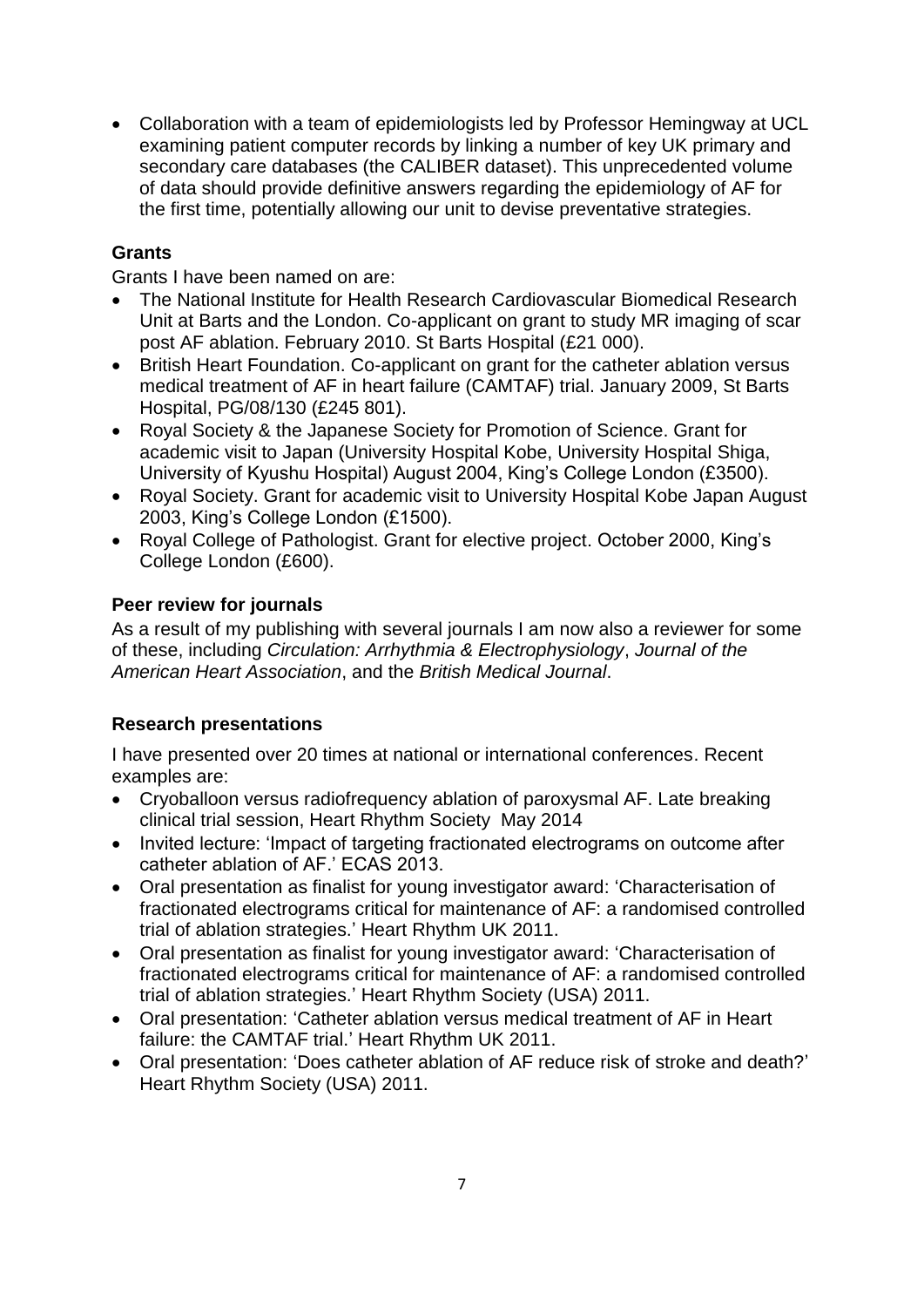- Collaboration with a team of epidemiologists led by Professor Hemingway at UCL examining patient computer records by linking a number of key UK primary and secondary care databases (the CALIBER dataset). This unprecedented volume of data should provide definitive answers regarding the epidemiology of AF for the first time, potentially allowing our unit to devise preventative strategies.

### Grants

Grants I have been named on are:

- The National Institute for Health Research Cardiovascular Biomedical Research Unit at Barts and the London. Co-applicant on grant to study MR imaging of scar post AF ablation. February 2010. St Barts Hospital (£21 000).
- British Heart Foundation. Co-applicant on grant for the catheter ablation versus medical treatment of AF in heart failure (CAMTAF) trial. January 2009, St Barts Hospital, PG/08/130 (£245 801).
- Royal Society & the Japanese Society for Promotion of Science. Grant for academic visit to Japan (University Hospital Kobe, University Hospital Shiga, University of Kyushu Hospital) August 2004, King's College London (£3500).
- Royal Society. Grant for academic visit to University Hospital Kobe Japan August 2003, King's College London (£1500).
- Royal College of Pathologist. Grant for elective project. October 2000, King's College London (£600).

### Peer review for journals

As a result of my publishing with several journals I am now also a reviewer for some of these, including *Circulation: Arrhythmia & Electrophysiology*, *Journal of the American Heart Association*, and the *British Medical Journal*.

### Research presentations

I have presented over 20 times at national or international conferences. Recent examples are:

- Cryoballoon versus radiofrequency ablation of paroxysmal AF. Late breaking clinical trial session, Heart Rhythm Society May 2014
- Invited lecture: 'Impact of targeting fractionated electrograms on outcome after catheter ablation of AF.' ECAS 2013.
- Oral presentation as finalist for young investigator award: 'Characterisation of fractionated electrograms critical for maintenance of AF: a randomised controlled trial of ablation strategies.' Heart Rhythm UK 2011.
- Oral presentation as finalist for young investigator award: 'Characterisation of fractionated electrograms critical for maintenance of AF: a randomised controlled trial of ablation strategies.' Heart Rhythm Society (USA) 2011.
- Oral presentation: 'Catheter ablation versus medical treatment of AF in Heart failure: the CAMTAF trial.' Heart Rhythm UK 2011.
- Oral presentation: 'Does catheter ablation of AF reduce risk of stroke and death?' Heart Rhythm Society (USA) 2011.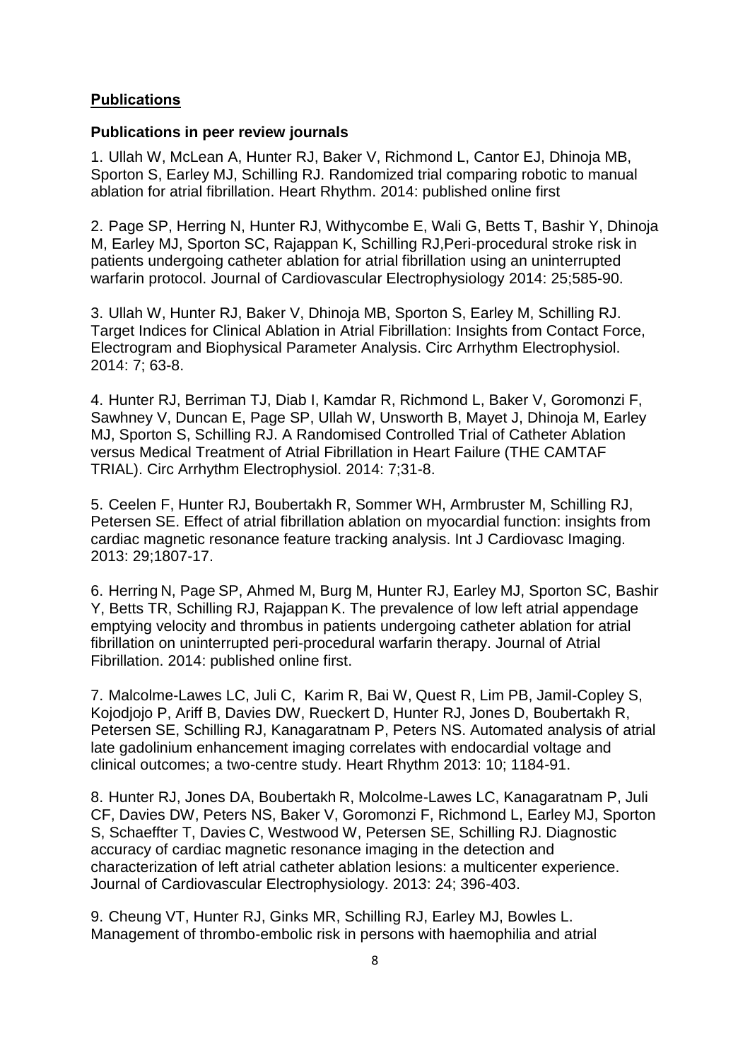## **Publications**

### Publications in peer review journals

1. Ullah W, McLean A, Hunter RJ, Baker V, Richmond L, Cantor EJ, Dhinoja MB, Sporton S, Earley MJ, Schilling RJ. Randomized trial comparing robotic to manual ablation for atrial fibrillation. Heart Rhythm. 2014: published online first

2. Page SP, Herring N, Hunter RJ, Withycombe E, Wali G, Betts T, Bashir Y, Dhinoja M, Earley MJ, Sporton SC, Rajappan K, Schilling RJ,Peri-procedural stroke risk in patients undergoing catheter ablation for atrial fibrillation using an uninterrupted warfarin protocol. Journal of Cardiovascular Electrophysiology 2014: 25;585-90.

3. Ullah W, Hunter RJ, Baker V, Dhinoja MB, Sporton S, Earley M, Schilling RJ. Target Indices for Clinical Ablation in Atrial Fibrillation: Insights from Contact Force, Electrogram and Biophysical Parameter Analysis. Circ Arrhythm Electrophysiol. 2014: 7; 63-8.

4. Hunter RJ, Berriman TJ, Diab I, Kamdar R, Richmond L, Baker V, Goromonzi F, Sawhney V, Duncan E, Page SP, Ullah W, Unsworth B, Mayet J, Dhinoja M, Earley MJ, Sporton S, Schilling RJ. A Randomised Controlled Trial of Catheter Ablation versus Medical Treatment of Atrial Fibrillation in Heart Failure (THE CAMTAF TRIAL). Circ Arrhythm Electrophysiol. 2014: 7;31-8.

5. Ceelen F, Hunter RJ, Boubertakh R, Sommer WH, Armbruster M, Schilling RJ, Petersen SE. Effect of atrial fibrillation ablation on myocardial function: insights from cardiac magnetic resonance feature tracking analysis. Int J Cardiovasc Imaging. 2013: 29;1807-17.

6. Herring N, Page SP, Ahmed M, Burg M, Hunter RJ, Earley MJ, Sporton SC, Bashir Y, Betts TR, Schilling RJ, Rajappan K. The prevalence of low left atrial appendage emptying velocity and thrombus in patients undergoing catheter ablation for atrial fibrillation on uninterrupted peri-procedural warfarin therapy. Journal of Atrial Fibrillation. 2014: published online first.

7. Malcolme-Lawes LC, Juli C, Karim R, Bai W, Quest R, Lim PB, Jamil-Copley S, Kojodjojo P, Ariff B, Davies DW, Rueckert D, Hunter RJ, Jones D, Boubertakh R, Petersen SE, Schilling RJ, Kanagaratnam P, Peters NS. Automated analysis of atrial late gadolinium enhancement imaging correlates with endocardial voltage and clinical outcomes; a two-centre study. Heart Rhythm 2013: 10; 1184-91.

8. Hunter RJ, Jones DA, Boubertakh R, Molcolme-Lawes LC, Kanagaratnam P, Juli CF, Davies DW, Peters NS, Baker V, Goromonzi F, Richmond L, Earley MJ, Sporton S, Schaeffter T, Davies C, Westwood W, Petersen SE, Schilling RJ. Diagnostic accuracy of cardiac magnetic resonance imaging in the detection and characterization of left atrial catheter ablation lesions: a multicenter experience. Journal of Cardiovascular Electrophysiology. 2013: 24; 396-403.

9. Cheung VT, Hunter RJ, Ginks MR, Schilling RJ, Earley MJ, Bowles L. Management of thrombo-embolic risk in persons with haemophilia and atrial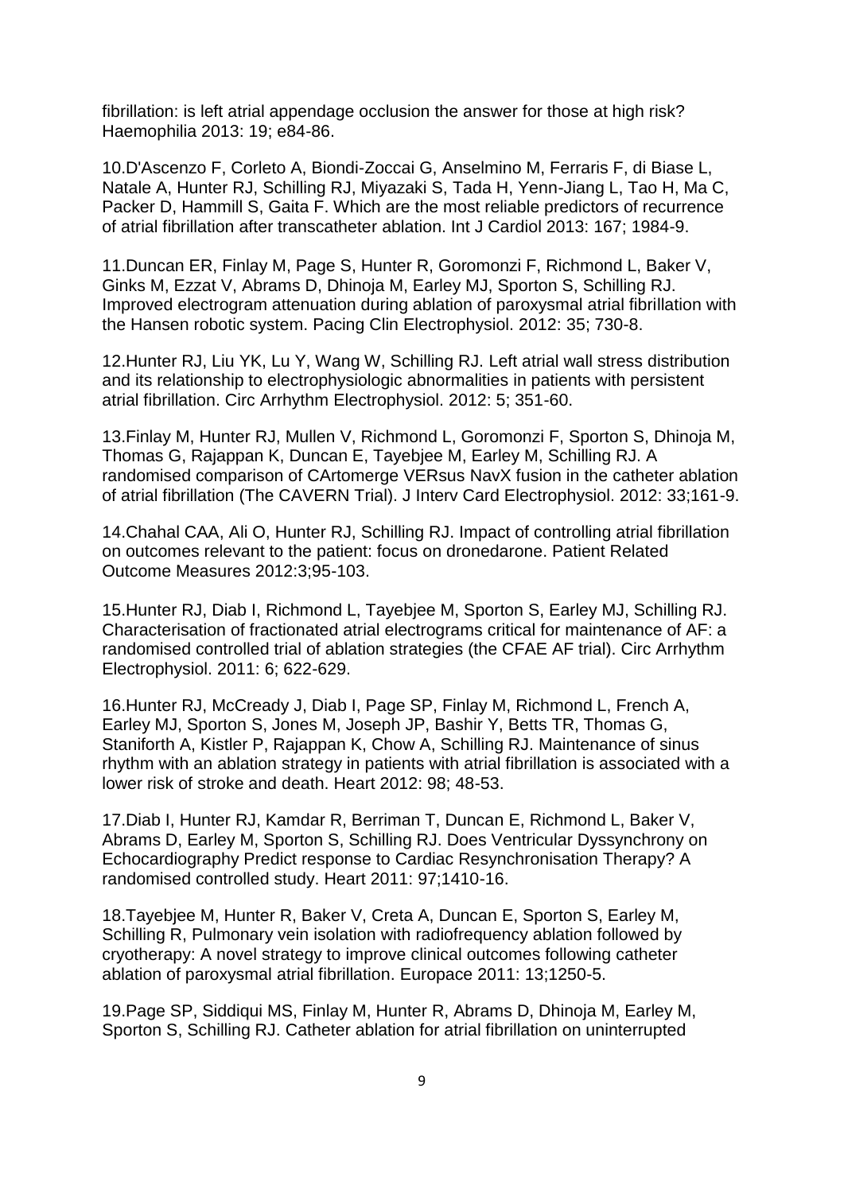fibrillation: is left atrial appendage occlusion the answer for those at high risk? Haemophilia 2013: 19; e84-86.

10.D'Ascenzo F, Corleto A, Biondi-Zoccai G, Anselmino M, Ferraris F, di Biase L, Natale A, Hunter RJ, Schilling RJ, Miyazaki S, Tada H, Yenn-Jiang L, Tao H, Ma C, Packer D, Hammill S, Gaita F. Which are the most reliable predictors of recurrence of atrial fibrillation after transcatheter ablation. Int J Cardiol 2013: 167; 1984-9.

11.Duncan ER, Finlay M, Page S, Hunter R, Goromonzi F, Richmond L, Baker V, Ginks M, Ezzat V, Abrams D, Dhinoja M, Earley MJ, Sporton S, Schilling RJ. Improved electrogram attenuation during ablation of paroxysmal atrial fibrillation with the Hansen robotic system. Pacing Clin Electrophysiol. 2012: 35; 730-8.

12.Hunter RJ, Liu YK, Lu Y, Wang W, Schilling RJ. Left atrial wall stress distribution and its relationship to electrophysiologic abnormalities in patients with persistent atrial fibrillation. Circ Arrhythm Electrophysiol. 2012: 5; 351-60.

13.Finlay M, Hunter RJ, Mullen V, Richmond L, Goromonzi F, Sporton S, Dhinoja M, Thomas G, Rajappan K, Duncan E, Tayebjee M, Earley M, Schilling RJ. A randomised comparison of CArtomerge VERsus NavX fusion in the catheter ablation of atrial fibrillation (The CAVERN Trial). J Interv Card Electrophysiol. 2012: 33;161-9.

14.Chahal CAA, Ali O, Hunter RJ, Schilling RJ. Impact of controlling atrial fibrillation on outcomes relevant to the patient: focus on dronedarone. Patient Related Outcome Measures 2012:3;95-103.

15.Hunter RJ, Diab I, Richmond L, Tayebjee M, Sporton S, Earley MJ, Schilling RJ. Characterisation of fractionated atrial electrograms critical for maintenance of AF: a randomised controlled trial of ablation strategies (the CFAE AF trial). Circ Arrhythm Electrophysiol. 2011: 6; 622-629.

16.Hunter RJ, McCready J, Diab I, Page SP, Finlay M, Richmond L, French A, Earley MJ, Sporton S, Jones M, Joseph JP, Bashir Y, Betts TR, Thomas G, Staniforth A, Kistler P, Rajappan K, Chow A, Schilling RJ. Maintenance of sinus rhythm with an ablation strategy in patients with atrial fibrillation is associated with a lower risk of stroke and death. Heart 2012: 98; 48-53.

17.Diab I, Hunter RJ, Kamdar R, Berriman T, Duncan E, Richmond L, Baker V, Abrams D, Earley M, Sporton S, Schilling RJ. Does Ventricular Dyssynchrony on Echocardiography Predict response to Cardiac Resynchronisation Therapy? A randomised controlled study. Heart 2011: 97;1410-16.

18.Tayebjee M, Hunter R, Baker V, Creta A, Duncan E, Sporton S, Earley M, Schilling R, Pulmonary vein isolation with radiofrequency ablation followed by cryotherapy: A novel strategy to improve clinical outcomes following catheter ablation of paroxysmal atrial fibrillation. Europace 2011: 13;1250-5.

19.Page SP, Siddiqui MS, Finlay M, Hunter R, Abrams D, Dhinoja M, Earley M, Sporton S, Schilling RJ. Catheter ablation for atrial fibrillation on uninterrupted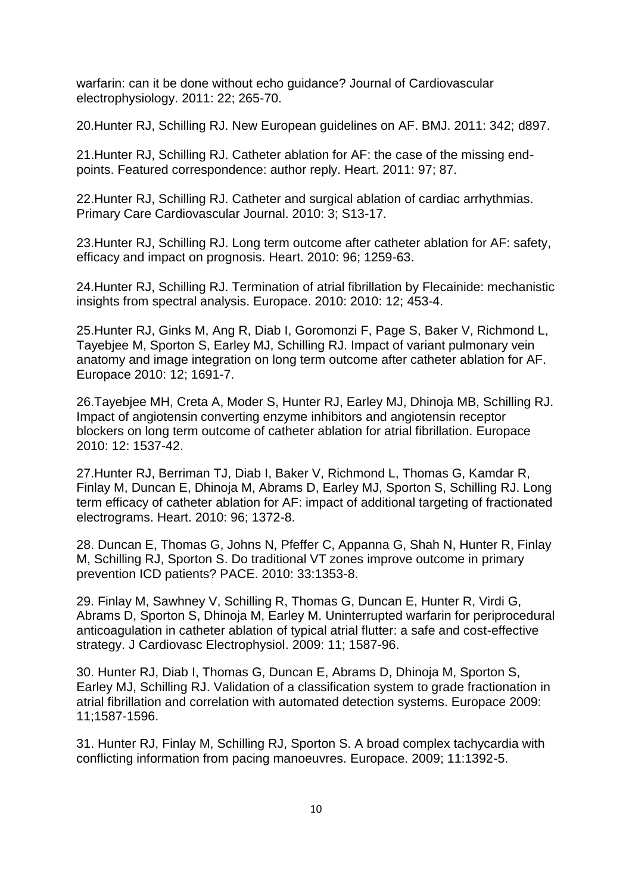warfarin: can it be done without echo guidance? Journal of Cardiovascular electrophysiology. 2011: 22; 265-70.

20.Hunter RJ, Schilling RJ. New European guidelines on AF. BMJ. 2011: 342; d897.

21.Hunter RJ, Schilling RJ. Catheter ablation for AF: the case of the missing end-points. Featured correspondence: author reply. Heart. 2011: 97; 87.

22.Hunter RJ, Schilling RJ. Catheter and surgical ablation of cardiac arrhythmias. Primary Care Cardiovascular Journal. 2010: 3; S13-17.

23.Hunter RJ, Schilling RJ. Long term outcome after catheter ablation for AF: safety, efficacy and impact on prognosis. Heart. 2010: 96; 1259-63.

24.Hunter RJ, Schilling RJ. Termination of atrial fibrillation by Flecainide: mechanistic insights from spectral analysis. Europace. 2010: 2010: 12; 453-4.

25.Hunter RJ, Ginks M, Ang R, Diab I, Goromonzi F, Page S, Baker V, Richmond L, Tayebjee M, Sporton S, Earley MJ, Schilling RJ. Impact of variant pulmonary vein anatomy and image integration on long term outcome after catheter ablation for AF. Europace 2010: 12; 1691-7.

26.Tayebjee MH, Creta A, Moder S, Hunter RJ, Earley MJ, Dhinoja MB, Schilling RJ. Impact of angiotensin converting enzyme inhibitors and angiotensin receptor blockers on long term outcome of catheter ablation for atrial fibrillation. Europace 2010: 12: 1537-42.

27.Hunter RJ, Berriman TJ, Diab I, Baker V, Richmond L, Thomas G, Kamdar R, Finlay M, Duncan E, Dhinoja M, Abrams D, Earley MJ, Sporton S, Schilling RJ. Long term efficacy of catheter ablation for AF: impact of additional targeting of fractionated electrograms. Heart. 2010: 96; 1372-8.

28. Duncan E, Thomas G, Johns N, Pfeffer C, Appanna G, Shah N, Hunter R, Finlay M, Schilling RJ, Sporton S. Do traditional VT zones improve outcome in primary prevention ICD patients? PACE. 2010: 33:1353-8.

29. Finlay M, Sawhney V, Schilling R, Thomas G, Duncan E, Hunter R, Virdi G, Abrams D, Sporton S, Dhinoja M, Earley M. Uninterrupted warfarin for periprocedural anticoagulation in catheter ablation of typical atrial flutter: a safe and cost-effective strategy. J Cardiovasc Electrophysiol. 2009: 11; 1587-96.

30. Hunter RJ, Diab I, Thomas G, Duncan E, Abrams D, Dhinoja M, Sporton S, Earley MJ, Schilling RJ. Validation of a classification system to grade fractionation in atrial fibrillation and correlation with automated detection systems. Europace 2009: 11;1587-1596.

31. Hunter RJ, Finlay M, Schilling RJ, Sporton S. A broad complex tachycardia with conflicting information from pacing manoeuvres. Europace. 2009; 11:1392-5.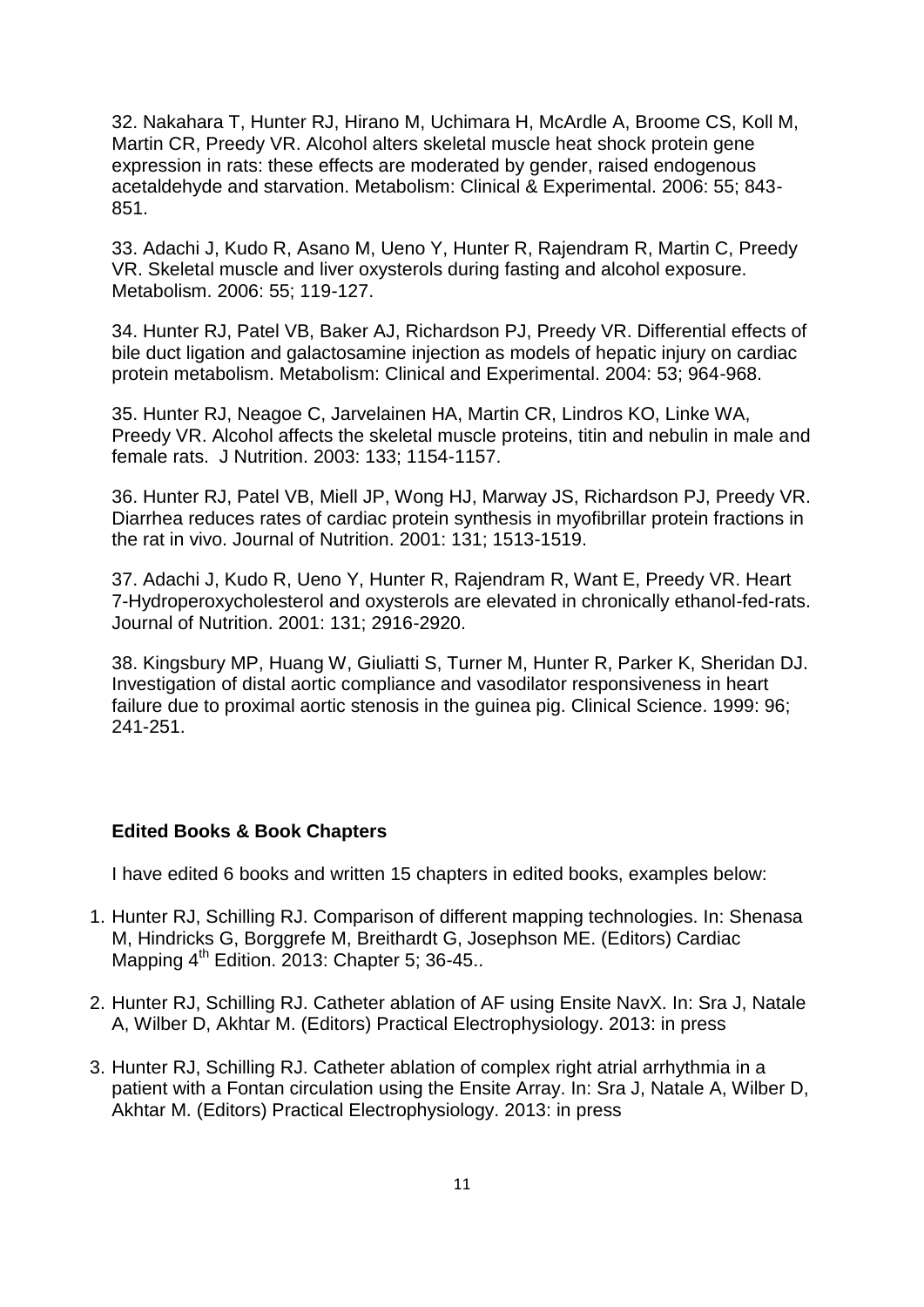32. Nakahara T, Hunter RJ, Hirano M, Uchimara H, McArdle A, Broome CS, Koll M, Martin CR, Preedy VR. Alcohol alters skeletal muscle heat shock protein gene expression in rats: these effects are moderated by gender, raised endogenous acetaldehyde and starvation. Metabolism: Clinical & Experimental. 2006: 55; 843-851.

33. Adachi J, Kudo R, Asano M, Ueno Y, Hunter R, Rajendram R, Martin C, Preedy VR. Skeletal muscle and liver oxysterols during fasting and alcohol exposure. Metabolism. 2006: 55; 119-127.

34. Hunter RJ, Patel VB, Baker AJ, Richardson PJ, Preedy VR. Differential effects of bile duct ligation and galactosamine injection as models of hepatic injury on cardiac protein metabolism. Metabolism: Clinical and Experimental. 2004: 53; 964-968.

35. Hunter RJ, Neagoe C, Jarvelainen HA, Martin CR, Lindros KO, Linke WA, Preedy VR. Alcohol affects the skeletal muscle proteins, titin and nebulin in male and female rats. J Nutrition. 2003: 133; 1154-1157.

36. Hunter RJ, Patel VB, Miell JP, Wong HJ, Marway JS, Richardson PJ, Preedy VR. Diarrhea reduces rates of cardiac protein synthesis in myofibrillar protein fractions in the rat in vivo. Journal of Nutrition. 2001: 131; 1513-1519.

37. Adachi J, Kudo R, Ueno Y, Hunter R, Rajendram R, Want E, Preedy VR. Heart 7-Hydroperoxycholesterol and oxysterols are elevated in chronically ethanol-fed-rats. Journal of Nutrition. 2001: 131; 2916-2920.

38. Kingsbury MP, Huang W, Giuliatti S, Turner M, Hunter R, Parker K, Sheridan DJ. Investigation of distal aortic compliance and vasodilator responsiveness in heart failure due to proximal aortic stenosis in the guinea pig. Clinical Science. 1999: 96; 241-251.

**Edited Books & Book Chapters**

I have edited 6 books and written 15 chapters in edited books, examples below:

1. Hunter RJ, Schilling RJ. Comparison of different mapping technologies. In: Shenasa M, Hindricks G, Borggrefe M, Breithardt G, Josephson ME. (Editors) Cardiac Mapping 4th Edition. 2013: Chapter 5; 36-45..
2. Hunter RJ, Schilling RJ. Catheter ablation of AF using Ensite NavX. In: Sra J, Natale A, Wilber D, Akhtar M. (Editors) Practical Electrophysiology. 2013: in press
3. Hunter RJ, Schilling RJ. Catheter ablation of complex right atrial arrhythmia in a patient with a Fontan circulation using the Ensite Array. In: Sra J, Natale A, Wilber D, Akhtar M. (Editors) Practical Electrophysiology. 2013: in press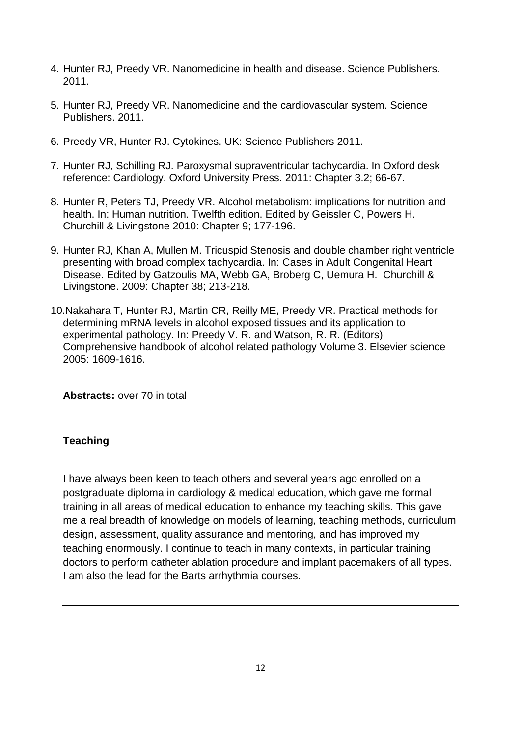4. Hunter RJ, Preedy VR. Nanomedicine in health and disease. Science Publishers. 2011.

5. Hunter RJ, Preedy VR. Nanomedicine and the cardiovascular system. Science Publishers. 2011.

6. Preedy VR, Hunter RJ. Cytokines. UK: Science Publishers 2011.

7. Hunter RJ, Schilling RJ. Paroxysmal supraventricular tachycardia. In Oxford desk reference: Cardiology. Oxford University Press. 2011: Chapter 3.2; 66-67.

8. Hunter R, Peters TJ, Preedy VR. Alcohol metabolism: implications for nutrition and health. In: Human nutrition. Twelfth edition. Edited by Geissler C, Powers H. Churchill & Livingstone 2010: Chapter 9; 177-196.

9. Hunter RJ, Khan A, Mullen M. Tricuspid Stenosis and double chamber right ventricle presenting with broad complex tachycardia. In: Cases in Adult Congenital Heart Disease. Edited by Gatzoulis MA, Webb GA, Broberg C, Uemura H. Churchill & Livingstone. 2009: Chapter 38; 213-218.

10. Nakahara T, Hunter RJ, Martin CR, Reilly ME, Preedy VR. Practical methods for determining mRNA levels in alcohol exposed tissues and its application to experimental pathology. In: Preedy V. R. and Watson, R. R. (Editors) Comprehensive handbook of alcohol related pathology Volume 3. Elsevier science 2005: 1609-1616.

**Abstracts:** over 70 in total

## Teaching

I have always been keen to teach others and several years ago enrolled on a postgraduate diploma in cardiology & medical education, which gave me formal training in all areas of medical education to enhance my teaching skills. This gave me a real breadth of knowledge on models of learning, teaching methods, curriculum design, assessment, quality assurance and mentoring, and has improved my teaching enormously. I continue to teach in many contexts, in particular training doctors to perform catheter ablation procedure and implant pacemakers of all types. I am also the lead for the Barts arrhythmia courses.